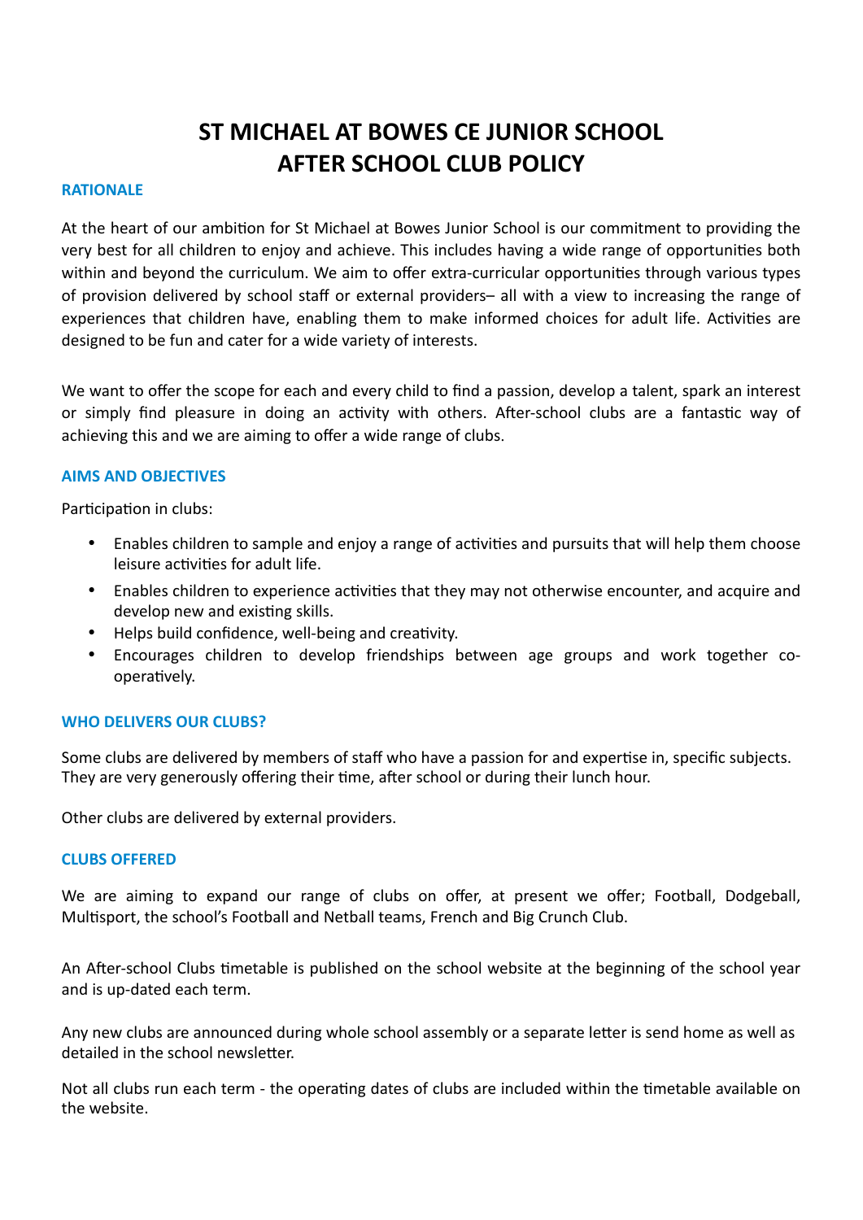# ST MICHAEL AT BOWES CE JUNIOR SCHOOL
# AFTER SCHOOL CLUB POLICY

## RATIONALE

At the heart of our ambition for St Michael at Bowes Junior School is our commitment to providing the very best for all children to enjoy and achieve. This includes having a wide range of opportunities both within and beyond the curriculum. We aim to offer extra-curricular opportunities through various types of provision delivered by school staff or external providers– all with a view to increasing the range of experiences that children have, enabling them to make informed choices for adult life. Activities are designed to be fun and cater for a wide variety of interests.

We want to offer the scope for each and every child to find a passion, develop a talent, spark an interest or simply find pleasure in doing an activity with others. After-school clubs are a fantastic way of achieving this and we are aiming to offer a wide range of clubs.

## AIMS AND OBJECTIVES

Participation in clubs:

- Enables children to sample and enjoy a range of activities and pursuits that will help them choose leisure activities for adult life.
- Enables children to experience activities that they may not otherwise encounter, and acquire and develop new and existing skills.
- Helps build confidence, well-being and creativity.
- Encourages children to develop friendships between age groups and work together co-operatively.

## WHO DELIVERS OUR CLUBS?

Some clubs are delivered by members of staff who have a passion for and expertise in, specific subjects. They are very generously offering their time, after school or during their lunch hour.

Other clubs are delivered by external providers.

## CLUBS OFFERED

We are aiming to expand our range of clubs on offer, at present we offer; Football, Dodgeball, Multisport, the school's Football and Netball teams, French and Big Crunch Club.

An After-school Clubs timetable is published on the school website at the beginning of the school year and is up-dated each term.

Any new clubs are announced during whole school assembly or a separate letter is send home as well as detailed in the school newsletter.

Not all clubs run each term - the operating dates of clubs are included within the timetable available on the website.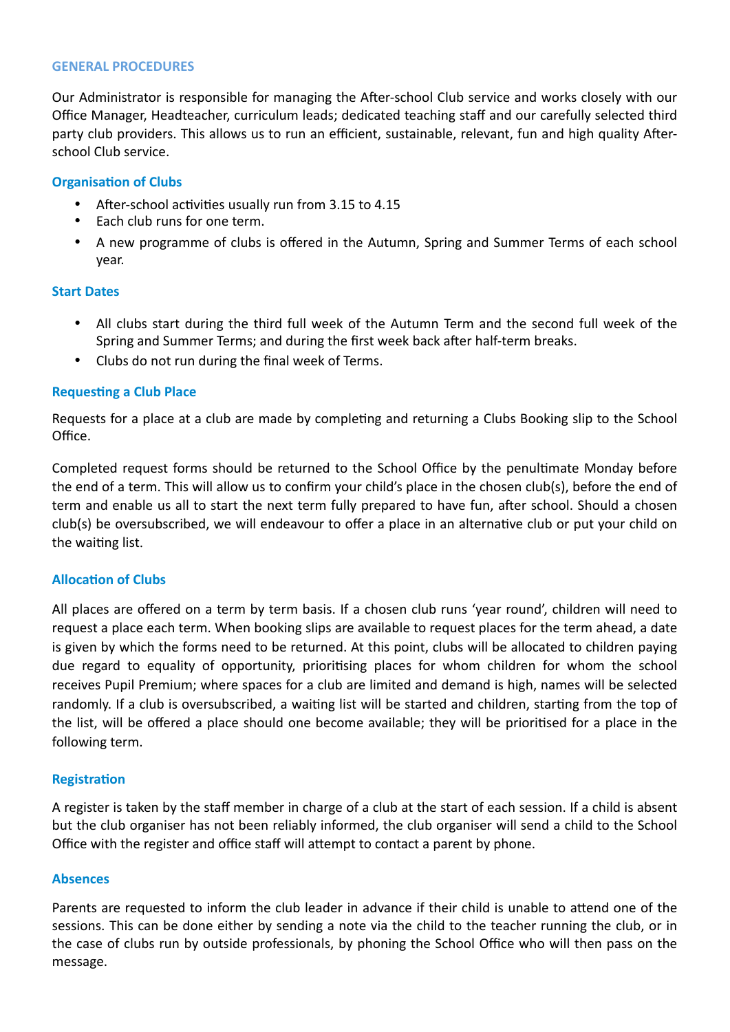## GENERAL PROCEDURES

Our Administrator is responsible for managing the After-school Club service and works closely with our Office Manager, Headteacher, curriculum leads; dedicated teaching staff and our carefully selected third party club providers. This allows us to run an efficient, sustainable, relevant, fun and high quality After-school Club service.

### Organisation of Clubs

- After-school activities usually run from 3.15 to 4.15
- Each club runs for one term.
- A new programme of clubs is offered in the Autumn, Spring and Summer Terms of each school year.

### Start Dates

- All clubs start during the third full week of the Autumn Term and the second full week of the Spring and Summer Terms; and during the first week back after half-term breaks.
- Clubs do not run during the final week of Terms.

### Requesting a Club Place

Requests for a place at a club are made by completing and returning a Clubs Booking slip to the School Office.

Completed request forms should be returned to the School Office by the penultimate Monday before the end of a term. This will allow us to confirm your child's place in the chosen club(s), before the end of term and enable us all to start the next term fully prepared to have fun, after school. Should a chosen club(s) be oversubscribed, we will endeavour to offer a place in an alternative club or put your child on the waiting list.

### Allocation of Clubs

All places are offered on a term by term basis. If a chosen club runs 'year round', children will need to request a place each term. When booking slips are available to request places for the term ahead, a date is given by which the forms need to be returned. At this point, clubs will be allocated to children paying due regard to equality of opportunity, prioritising places for whom children for whom the school receives Pupil Premium; where spaces for a club are limited and demand is high, names will be selected randomly. If a club is oversubscribed, a waiting list will be started and children, starting from the top of the list, will be offered a place should one become available; they will be prioritised for a place in the following term.

### Registration

A register is taken by the staff member in charge of a club at the start of each session. If a child is absent but the club organiser has not been reliably informed, the club organiser will send a child to the School Office with the register and office staff will attempt to contact a parent by phone.

### Absences

Parents are requested to inform the club leader in advance if their child is unable to attend one of the sessions. This can be done either by sending a note via the child to the teacher running the club, or in the case of clubs run by outside professionals, by phoning the School Office who will then pass on the message.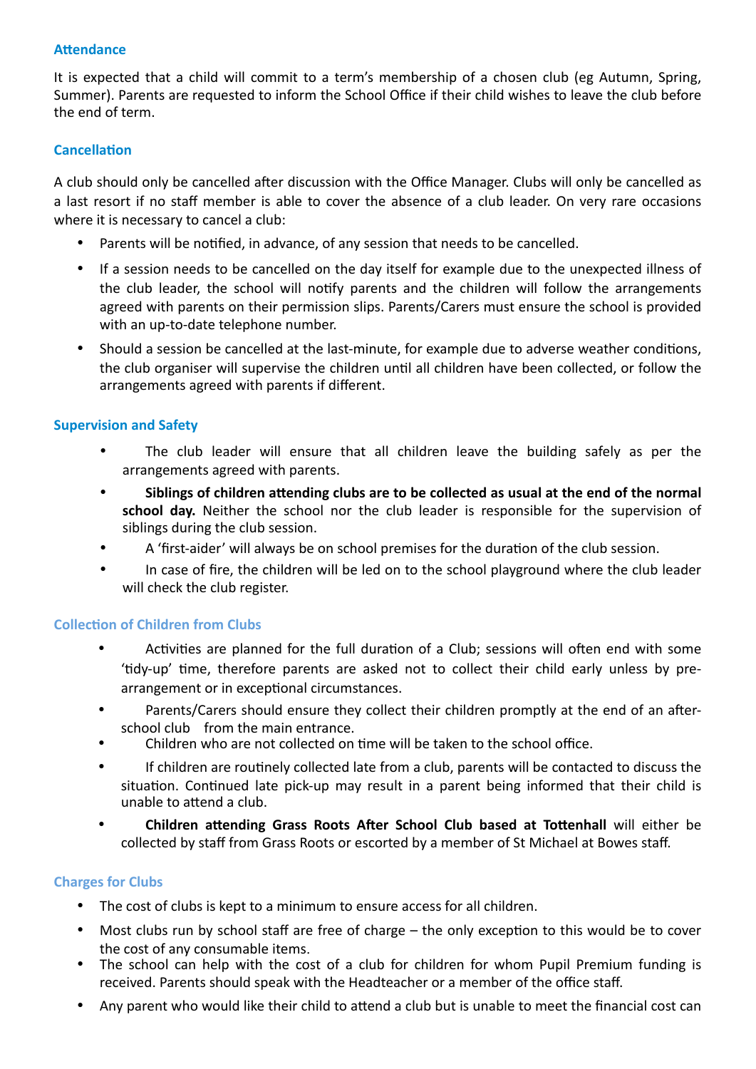### Attendance

It is expected that a child will commit to a term's membership of a chosen club (eg Autumn, Spring, Summer). Parents are requested to inform the School Office if their child wishes to leave the club before the end of term.

### Cancellation

A club should only be cancelled after discussion with the Office Manager. Clubs will only be cancelled as a last resort if no staff member is able to cover the absence of a club leader. On very rare occasions where it is necessary to cancel a club:

- Parents will be notified, in advance, of any session that needs to be cancelled.
- If a session needs to be cancelled on the day itself for example due to the unexpected illness of the club leader, the school will notify parents and the children will follow the arrangements agreed with parents on their permission slips. Parents/Carers must ensure the school is provided with an up-to-date telephone number.
- Should a session be cancelled at the last-minute, for example due to adverse weather conditions, the club organiser will supervise the children until all children have been collected, or follow the arrangements agreed with parents if different.

### Supervision and Safety

- The club leader will ensure that all children leave the building safely as per the arrangements agreed with parents.
- **Siblings of children attending clubs are to be collected as usual at the end of the normal school day.** Neither the school nor the club leader is responsible for the supervision of siblings during the club session.
- A 'first-aider' will always be on school premises for the duration of the club session.
- In case of fire, the children will be led on to the school playground where the club leader will check the club register.

### Collection of Children from Clubs

- Activities are planned for the full duration of a Club; sessions will often end with some 'tidy-up' time, therefore parents are asked not to collect their child early unless by pre-arrangement or in exceptional circumstances.
- Parents/Carers should ensure they collect their children promptly at the end of an after-school club from the main entrance.
- Children who are not collected on time will be taken to the school office.
- If children are routinely collected late from a club, parents will be contacted to discuss the situation. Continued late pick-up may result in a parent being informed that their child is unable to attend a club.
- **Children attending Grass Roots After School Club based at Tottenhall** will either be collected by staff from Grass Roots or escorted by a member of St Michael at Bowes staff.

### Charges for Clubs

- The cost of clubs is kept to a minimum to ensure access for all children.
- Most clubs run by school staff are free of charge – the only exception to this would be to cover the cost of any consumable items.
- The school can help with the cost of a club for children for whom Pupil Premium funding is received. Parents should speak with the Headteacher or a member of the office staff.
- Any parent who would like their child to attend a club but is unable to meet the financial cost can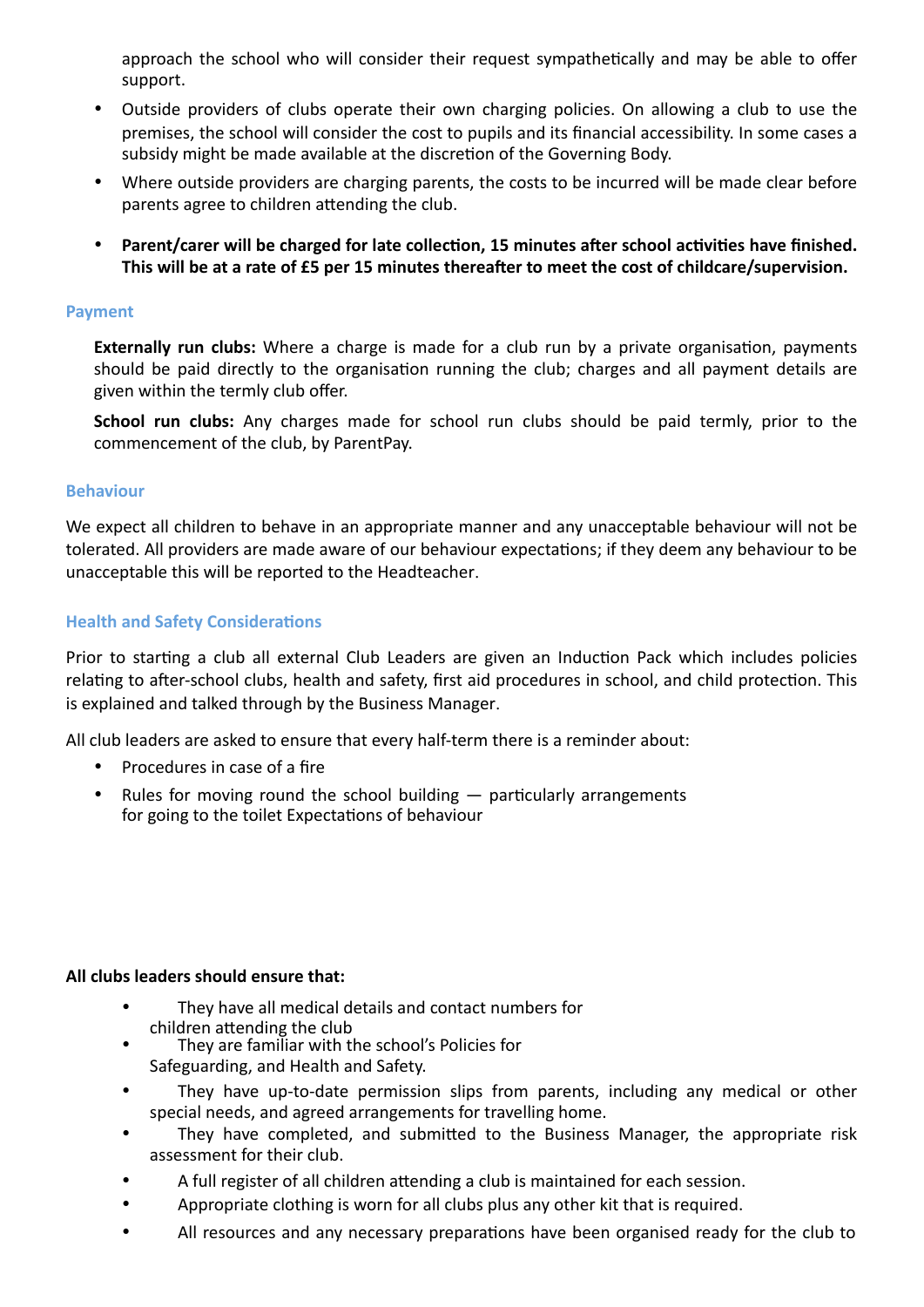approach the school who will consider their request sympathetically and may be able to offer support.

- Outside providers of clubs operate their own charging policies. On allowing a club to use the premises, the school will consider the cost to pupils and its financial accessibility. In some cases a subsidy might be made available at the discretion of the Governing Body.
- Where outside providers are charging parents, the costs to be incurred will be made clear before parents agree to children attending the club.
- **Parent/carer will be charged for late collection, 15 minutes after school activities have finished. This will be at a rate of £5 per 15 minutes thereafter to meet the cost of childcare/supervision.**

### Payment

**Externally run clubs:** Where a charge is made for a club run by a private organisation, payments should be paid directly to the organisation running the club; charges and all payment details are given within the termly club offer.

**School run clubs:** Any charges made for school run clubs should be paid termly, prior to the commencement of the club, by ParentPay.

### Behaviour

We expect all children to behave in an appropriate manner and any unacceptable behaviour will not be tolerated. All providers are made aware of our behaviour expectations; if they deem any behaviour to be unacceptable this will be reported to the Headteacher.

### Health and Safety Considerations

Prior to starting a club all external Club Leaders are given an Induction Pack which includes policies relating to after-school clubs, health and safety, first aid procedures in school, and child protection. This is explained and talked through by the Business Manager.

All club leaders are asked to ensure that every half-term there is a reminder about:

- Procedures in case of a fire
- Rules for moving round the school building — particularly arrangements for going to the toilet Expectations of behaviour

**All clubs leaders should ensure that:**

- They have all medical details and contact numbers for children attending the club
- They are familiar with the school's Policies for Safeguarding, and Health and Safety.
- They have up-to-date permission slips from parents, including any medical or other special needs, and agreed arrangements for travelling home.
- They have completed, and submitted to the Business Manager, the appropriate risk assessment for their club.
- A full register of all children attending a club is maintained for each session.
- Appropriate clothing is worn for all clubs plus any other kit that is required.
- All resources and any necessary preparations have been organised ready for the club to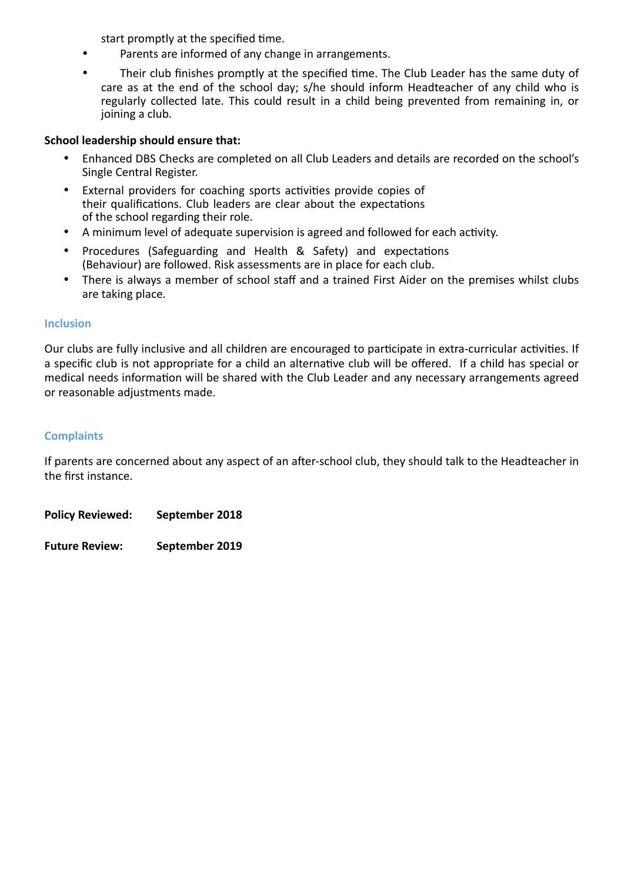start promptly at the specified time.

- Parents are informed of any change in arrangements.
- Their club finishes promptly at the specified time. The Club Leader has the same duty of care as at the end of the school day; s/he should inform Headteacher of any child who is regularly collected late. This could result in a child being prevented from remaining in, or joining a club.

**School leadership should ensure that:**

- Enhanced DBS Checks are completed on all Club Leaders and details are recorded on the school's Single Central Register.
- External providers for coaching sports activities provide copies of their qualifications. Club leaders are clear about the expectations of the school regarding their role.
- A minimum level of adequate supervision is agreed and followed for each activity.
- Procedures (Safeguarding and Health & Safety) and expectations (Behaviour) are followed. Risk assessments are in place for each club.
- There is always a member of school staff and a trained First Aider on the premises whilst clubs are taking place.

## Inclusion

Our clubs are fully inclusive and all children are encouraged to participate in extra-curricular activities. If a specific club is not appropriate for a child an alternative club will be offered. If a child has special or medical needs information will be shared with the Club Leader and any necessary arrangements agreed or reasonable adjustments made.

## Complaints

If parents are concerned about any aspect of an after-school club, they should talk to the Headteacher in the first instance.

**Policy Reviewed:** **September 2018**

**Future Review:** **September 2019**